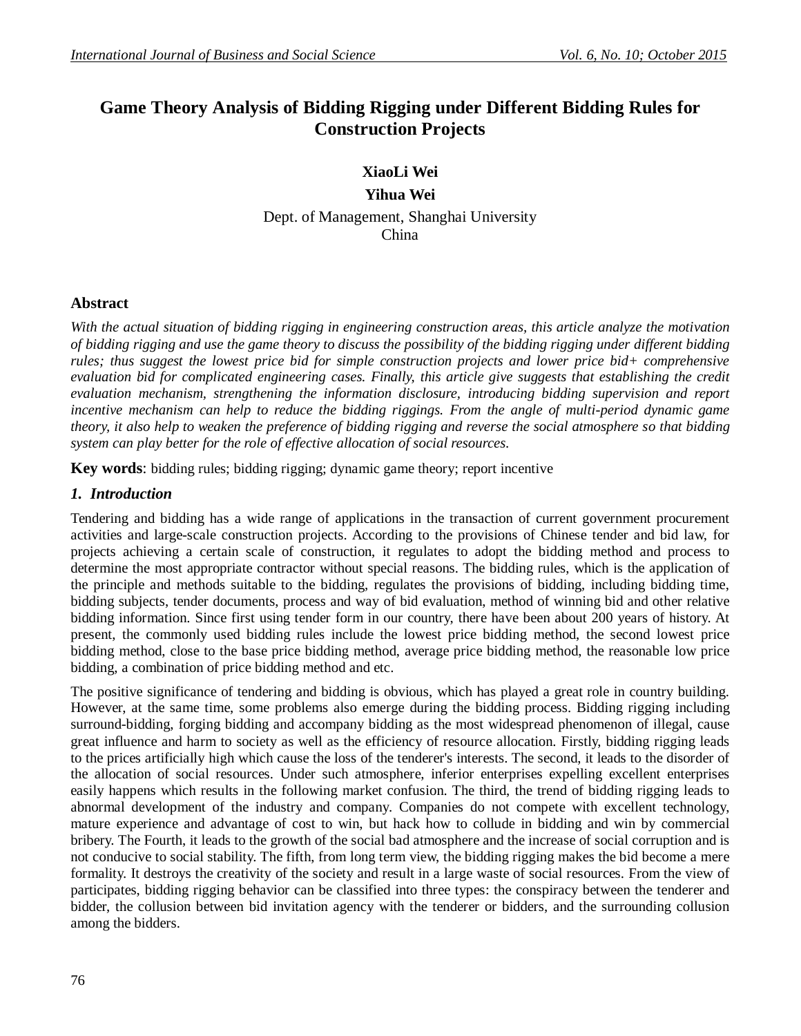# Game Theory Analysis of Bidding Rigging under Different Bidding Rules for Construction Projects

**XiaoLi Wei**

**Yihua Wei**

Dept. of Management, Shanghai University
China

## Abstract

*With the actual situation of bidding rigging in engineering construction areas, this article analyze the motivation of bidding rigging and use the game theory to discuss the possibility of the bidding rigging under different bidding rules; thus suggest the lowest price bid for simple construction projects and lower price bid+ comprehensive evaluation bid for complicated engineering cases. Finally, this article give suggests that establishing the credit evaluation mechanism, strengthening the information disclosure, introducing bidding supervision and report incentive mechanism can help to reduce the bidding riggings. From the angle of multi-period dynamic game theory, it also help to weaken the preference of bidding rigging and reverse the social atmosphere so that bidding system can play better for the role of effective allocation of social resources.*

**Key words**: bidding rules; bidding rigging; dynamic game theory; report incentive

## 1. Introduction

Tendering and bidding has a wide range of applications in the transaction of current government procurement activities and large-scale construction projects. According to the provisions of Chinese tender and bid law, for projects achieving a certain scale of construction, it regulates to adopt the bidding method and process to determine the most appropriate contractor without special reasons. The bidding rules, which is the application of the principle and methods suitable to the bidding, regulates the provisions of bidding, including bidding time, bidding subjects, tender documents, process and way of bid evaluation, method of winning bid and other relative bidding information. Since first using tender form in our country, there have been about 200 years of history. At present, the commonly used bidding rules include the lowest price bidding method, the second lowest price bidding method, close to the base price bidding method, average price bidding method, the reasonable low price bidding, a combination of price bidding method and etc.

The positive significance of tendering and bidding is obvious, which has played a great role in country building. However, at the same time, some problems also emerge during the bidding process. Bidding rigging including surround-bidding, forging bidding and accompany bidding as the most widespread phenomenon of illegal, cause great influence and harm to society as well as the efficiency of resource allocation. Firstly, bidding rigging leads to the prices artificially high which cause the loss of the tenderer's interests. The second, it leads to the disorder of the allocation of social resources. Under such atmosphere, inferior enterprises expelling excellent enterprises easily happens which results in the following market confusion. The third, the trend of bidding rigging leads to abnormal development of the industry and company. Companies do not compete with excellent technology, mature experience and advantage of cost to win, but hack how to collude in bidding and win by commercial bribery. The Fourth, it leads to the growth of the social bad atmosphere and the increase of social corruption and is not conducive to social stability. The fifth, from long term view, the bidding rigging makes the bid become a mere formality. It destroys the creativity of the society and result in a large waste of social resources. From the view of participates, bidding rigging behavior can be classified into three types: the conspiracy between the tenderer and bidder, the collusion between bid invitation agency with the tenderer or bidders, and the surrounding collusion among the bidders.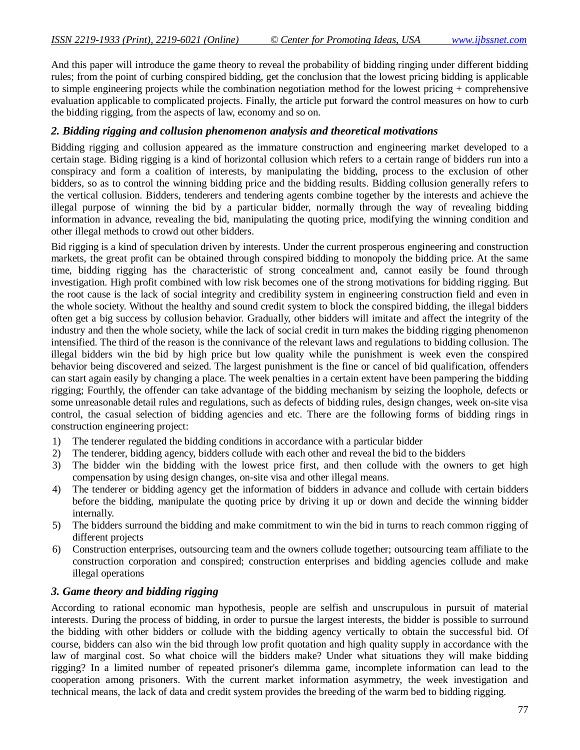And this paper will introduce the game theory to reveal the probability of bidding ringing under different bidding rules; from the point of curbing conspired bidding, get the conclusion that the lowest pricing bidding is applicable to simple engineering projects while the combination negotiation method for the lowest pricing + comprehensive evaluation applicable to complicated projects. Finally, the article put forward the control measures on how to curb the bidding rigging, from the aspects of law, economy and so on.

## *2. Bidding rigging and collusion phenomenon analysis and theoretical motivations*

Bidding rigging and collusion appeared as the immature construction and engineering market developed to a certain stage. Biding rigging is a kind of horizontal collusion which refers to a certain range of bidders run into a conspiracy and form a coalition of interests, by manipulating the bidding, process to the exclusion of other bidders, so as to control the winning bidding price and the bidding results. Bidding collusion generally refers to the vertical collusion. Bidders, tenderers and tendering agents combine together by the interests and achieve the illegal purpose of winning the bid by a particular bidder, normally through the way of revealing bidding information in advance, revealing the bid, manipulating the quoting price, modifying the winning condition and other illegal methods to crowd out other bidders.

Bid rigging is a kind of speculation driven by interests. Under the current prosperous engineering and construction markets, the great profit can be obtained through conspired bidding to monopoly the bidding price. At the same time, bidding rigging has the characteristic of strong concealment and, cannot easily be found through investigation. High profit combined with low risk becomes one of the strong motivations for bidding rigging. But the root cause is the lack of social integrity and credibility system in engineering construction field and even in the whole society. Without the healthy and sound credit system to block the conspired bidding, the illegal bidders often get a big success by collusion behavior. Gradually, other bidders will imitate and affect the integrity of the industry and then the whole society, while the lack of social credit in turn makes the bidding rigging phenomenon intensified. The third of the reason is the connivance of the relevant laws and regulations to bidding collusion. The illegal bidders win the bid by high price but low quality while the punishment is week even the conspired behavior being discovered and seized. The largest punishment is the fine or cancel of bid qualification, offenders can start again easily by changing a place. The week penalties in a certain extent have been pampering the bidding rigging; Fourthly, the offender can take advantage of the bidding mechanism by seizing the loophole, defects or some unreasonable detail rules and regulations, such as defects of bidding rules, design changes, week on-site visa control, the casual selection of bidding agencies and etc. There are the following forms of bidding rings in construction engineering project:

1) The tenderer regulated the bidding conditions in accordance with a particular bidder
2) The tenderer, bidding agency, bidders collude with each other and reveal the bid to the bidders
3) The bidder win the bidding with the lowest price first, and then collude with the owners to get high compensation by using design changes, on-site visa and other illegal means.
4) The tenderer or bidding agency get the information of bidders in advance and collude with certain bidders before the bidding, manipulate the quoting price by driving it up or down and decide the winning bidder internally.
5) The bidders surround the bidding and make commitment to win the bid in turns to reach common rigging of different projects
6) Construction enterprises, outsourcing team and the owners collude together; outsourcing team affiliate to the construction corporation and conspired; construction enterprises and bidding agencies collude and make illegal operations

## *3. Game theory and bidding rigging*

According to rational economic man hypothesis, people are selfish and unscrupulous in pursuit of material interests. During the process of bidding, in order to pursue the largest interests, the bidder is possible to surround the bidding with other bidders or collude with the bidding agency vertically to obtain the successful bid. Of course, bidders can also win the bid through low profit quotation and high quality supply in accordance with the law of marginal cost. So what choice will the bidders make? Under what situations they will make bidding rigging? In a limited number of repeated prisoner's dilemma game, incomplete information can lead to the cooperation among prisoners. With the current market information asymmetry, the week investigation and technical means, the lack of data and credit system provides the breeding of the warm bed to bidding rigging.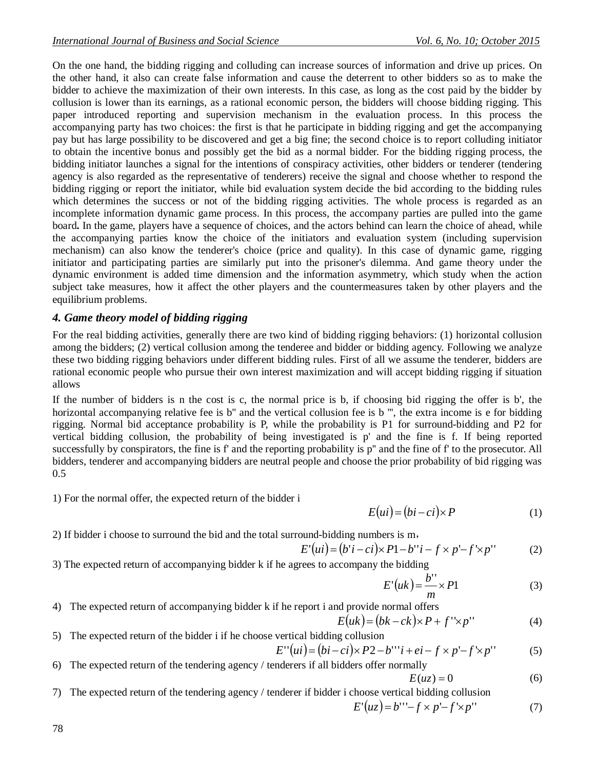On the one hand, the bidding rigging and colluding can increase sources of information and drive up prices. On the other hand, it also can create false information and cause the deterrent to other bidders so as to make the bidder to achieve the maximization of their own interests. In this case, as long as the cost paid by the bidder by collusion is lower than its earnings, as a rational economic person, the bidders will choose bidding rigging. This paper introduced reporting and supervision mechanism in the evaluation process. In this process the accompanying party has two choices: the first is that he participate in bidding rigging and get the accompanying pay but has large possibility to be discovered and get a big fine; the second choice is to report colluding initiator to obtain the incentive bonus and possibly get the bid as a normal bidder. For the bidding rigging process, the bidding initiator launches a signal for the intentions of conspiracy activities, other bidders or tenderer (tendering agency is also regarded as the representative of tenderers) receive the signal and choose whether to respond the bidding rigging or report the initiator, while bid evaluation system decide the bid according to the bidding rules which determines the success or not of the bidding rigging activities. The whole process is regarded as an incomplete information dynamic game process. In this process, the accompany parties are pulled into the game board**.** In the game, players have a sequence of choices, and the actors behind can learn the choice of ahead, while the accompanying parties know the choice of the initiators and evaluation system (including supervision mechanism) can also know the tenderer's choice (price and quality). In this case of dynamic game, rigging initiator and participating parties are similarly put into the prisoner's dilemma. And game theory under the dynamic environment is added time dimension and the information asymmetry, which study when the action subject take measures, how it affect the other players and the countermeasures taken by other players and the equilibrium problems.

### *4. Game theory model of bidding rigging*

For the real bidding activities, generally there are two kind of bidding rigging behaviors: (1) horizontal collusion among the bidders; (2) vertical collusion among the tenderee and bidder or bidding agency. Following we analyze these two bidding rigging behaviors under different bidding rules. First of all we assume the tenderer, bidders are rational economic people who pursue their own interest maximization and will accept bidding rigging if situation allows

If the number of bidders is n the cost is c, the normal price is b, if choosing bid rigging the offer is b', the horizontal accompanying relative fee is b'' and the vertical collusion fee is b ''', the extra income is e for bidding rigging. Normal bid acceptance probability is P, while the probability is P1 for surround-bidding and P2 for vertical bidding collusion, the probability of being investigated is p' and the fine is f. If being reported successfully by conspirators, the fine is f' and the reporting probability is p'' and the fine of f' to the prosecutor. All bidders, tenderer and accompanying bidders are neutral people and choose the prior probability of bid rigging was 0.5

1) For the normal offer, the expected return of the bidder i

$$E(ui) = (bi - ci) \times P \tag{1}$$

2) If bidder i choose to surround the bid and the total surround-bidding numbers is m，

$$E'(ui) = (b'i - ci) \times P1 - b''i - f \times p' - f' \times p'' \tag{2}$$

3) The expected return of accompanying bidder k if he agrees to accompany the bidding

$$E'(uk) = \frac{b''}{m} \times P1 \tag{3}$$

4) The expected return of accompanying bidder k if he report i and provide normal offers

$$E(uk) = (bk - ck) \times P + f'' \times p'' \tag{4}$$

5) The expected return of the bidder i if he choose vertical bidding collusion

$$E''(ui) = (bi - ci) \times P2 - b'''i + ei - f \times p' - f' \times p'' \tag{5}$$

6) The expected return of the tendering agency / tenderers if all bidders offer normally

$$E(uz) = 0 \tag{6}$$

7) The expected return of the tendering agency / tenderer if bidder i choose vertical bidding collusion

$$E'(uz) = b''' - f \times p' - f' \times p'' \tag{7}$$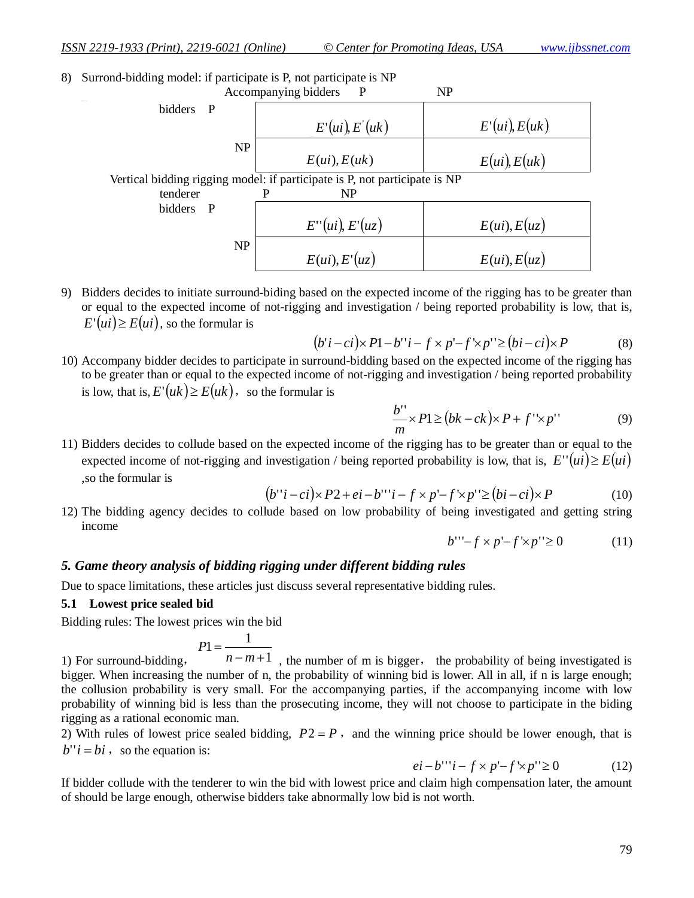8) Surrond-bidding model: if participate is P, not participate is NP

| bidders \ Accompanying bidders | P | NP |
|---|---|---|
| P | $E'(ui), E'(uk)$ | $E'(ui), E(uk)$ |
| NP | $E(ui), E(uk)$ | $E(ui), E(uk)$ |

Vertical bidding rigging model: if participate is P, not participate is NP

| bidders \ tenderer | P | NP |
|---|---|---|
| P | $E''(ui), E'(uz)$ | $E(ui), E(uz)$ |
| NP | $E(ui), E'(uz)$ | $E(ui), E(uz)$ |

9) Bidders decides to initiate surround-biding based on the expected income of the rigging has to be greater than or equal to the expected income of not-rigging and investigation / being reported probability is low, that is, $E'(ui) \geq E(ui)$, so the formular is

$$(b'i - ci) \times P1 - b''i - f \times p' - f' \times p'' \geq (bi - ci) \times P \tag{8}$$

10) Accompany bidder decides to participate in surround-bidding based on the expected income of the rigging has to be greater than or equal to the expected income of not-rigging and investigation / being reported probability is low, that is, $E'(uk) \geq E(uk)$, so the formular is

$$\frac{b''}{m} \times P1 \geq (bk - ck) \times P + f'' \times p'' \tag{9}$$

11) Bidders decides to collude based on the expected income of the rigging has to be greater than or equal to the expected income of not-rigging and investigation / being reported probability is low, that is, $E''(ui) \geq E(ui)$ ,so the formular is

$$(b''i - ci) \times P2 + ei - b'''i - f \times p' - f' \times p'' \geq (bi - ci) \times P \tag{10}$$

12) The bidding agency decides to collude based on low probability of being investigated and getting string income

$$b''' - f \times p' - f' \times p'' \geq 0 \tag{11}$$

### *5. Game theory analysis of bidding rigging under different bidding rules*

Due to space limitations, these articles just discuss several representative bidding rules.

**5.1 Lowest price sealed bid**

Bidding rules: The lowest prices win the bid

1) For surround-bidding, $P1 = \dfrac{1}{n - m + 1}$ , the number of m is bigger, the probability of being investigated is bigger. When increasing the number of n, the probability of winning bid is lower. All in all, if n is large enough; the collusion probability is very small. For the accompanying parties, if the accompanying income with low probability of winning bid is less than the prosecuting income, they will not choose to participate in the biding rigging as a rational economic man.

2) With rules of lowest price sealed bidding, $P2 = P$ , and the winning price should be lower enough, that is $b''i = bi$ , so the equation is:

$$ei - b'''i - f \times p' - f' \times p'' \geq 0 \tag{12}$$

If bidder collude with the tenderer to win the bid with lowest price and claim high compensation later, the amount of should be large enough, otherwise bidders take abnormally low bid is not worth.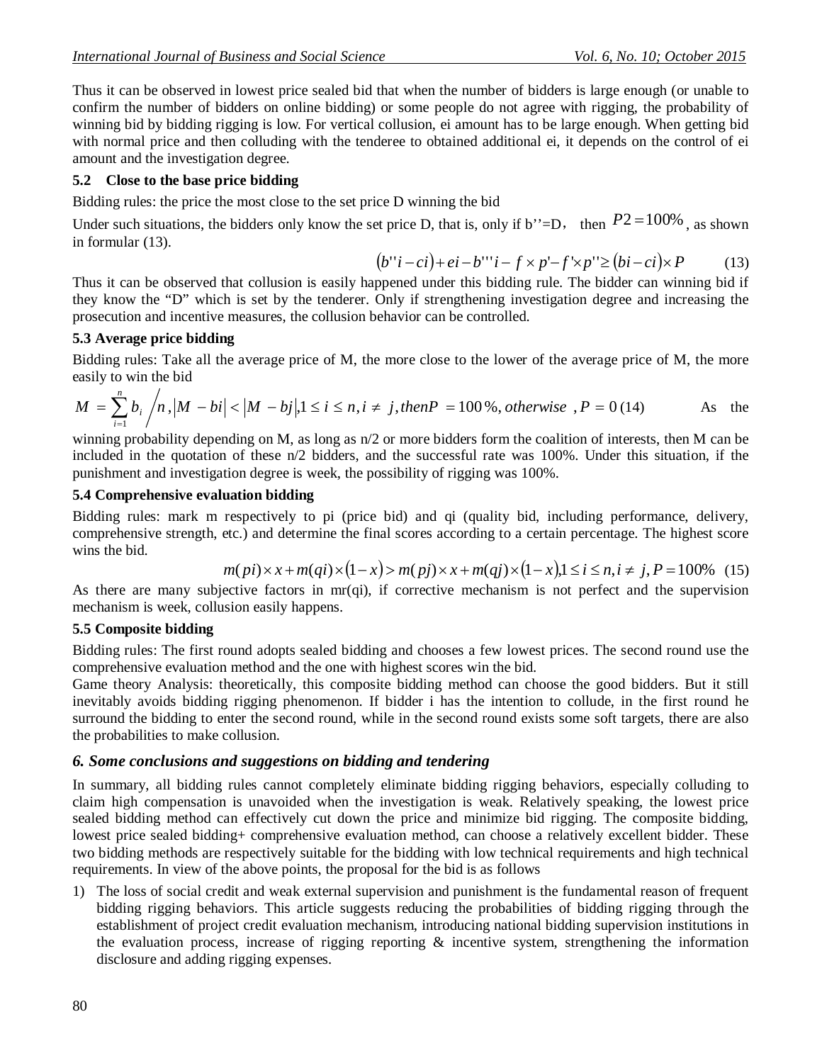Thus it can be observed in lowest price sealed bid that when the number of bidders is large enough (or unable to confirm the number of bidders on online bidding) or some people do not agree with rigging, the probability of winning bid by bidding rigging is low. For vertical collusion, ei amount has to be large enough. When getting bid with normal price and then colluding with the tenderee to obtained additional ei, it depends on the control of ei amount and the investigation degree.

### 5.2 Close to the base price bidding

Bidding rules: the price the most close to the set price D winning the bid

Under such situations, the bidders only know the set price D, that is, only if b''=D， then $P2 = 100\%$, as shown in formular (13).

$$(b''i - ci) + ei - b'''i - f \times p' - f' \times p'' \geq (bi - ci) \times P \qquad (13)$$

Thus it can be observed that collusion is easily happened under this bidding rule. The bidder can winning bid if they know the "D" which is set by the tenderer. Only if strengthening investigation degree and increasing the prosecution and incentive measures, the collusion behavior can be controlled.

### 5.3 Average price bidding

Bidding rules: Take all the average price of M, the more close to the lower of the average price of M, the more easily to win the bid

$$M = \sum_{i=1}^{n} b_i \Big/ n, |M - bi| < |M - bj|, 1 \leq i \leq n, i \neq j, then P = 100\%, otherwise, P = 0 \qquad (14)$$

As the winning probability depending on M, as long as n/2 or more bidders form the coalition of interests, then M can be included in the quotation of these n/2 bidders, and the successful rate was 100%. Under this situation, if the punishment and investigation degree is week, the possibility of rigging was 100%.

### 5.4 Comprehensive evaluation bidding

Bidding rules: mark m respectively to pi (price bid) and qi (quality bid, including performance, delivery, comprehensive strength, etc.) and determine the final scores according to a certain percentage. The highest score wins the bid.

$$m(pi) \times x + m(qi) \times (1 - x) > m(pj) \times x + m(qj) \times (1 - x), 1 \leq i \leq n, i \neq j, P = 100\% \qquad (15)$$

As there are many subjective factors in mr(qi), if corrective mechanism is not perfect and the supervision mechanism is week, collusion easily happens.

### 5.5 Composite bidding

Bidding rules: The first round adopts sealed bidding and chooses a few lowest prices. The second round use the comprehensive evaluation method and the one with highest scores win the bid.

Game theory Analysis: theoretically, this composite bidding method can choose the good bidders. But it still inevitably avoids bidding rigging phenomenon. If bidder i has the intention to collude, in the first round he surround the bidding to enter the second round, while in the second round exists some soft targets, there are also the probabilities to make collusion.

## *6. Some conclusions and suggestions on bidding and tendering*

In summary, all bidding rules cannot completely eliminate bidding rigging behaviors, especially colluding to claim high compensation is unavoided when the investigation is weak. Relatively speaking, the lowest price sealed bidding method can effectively cut down the price and minimize bid rigging. The composite bidding, lowest price sealed bidding+ comprehensive evaluation method, can choose a relatively excellent bidder. These two bidding methods are respectively suitable for the bidding with low technical requirements and high technical requirements. In view of the above points, the proposal for the bid is as follows

1) The loss of social credit and weak external supervision and punishment is the fundamental reason of frequent bidding rigging behaviors. This article suggests reducing the probabilities of bidding rigging through the establishment of project credit evaluation mechanism, introducing national bidding supervision institutions in the evaluation process, increase of rigging reporting & incentive system, strengthening the information disclosure and adding rigging expenses.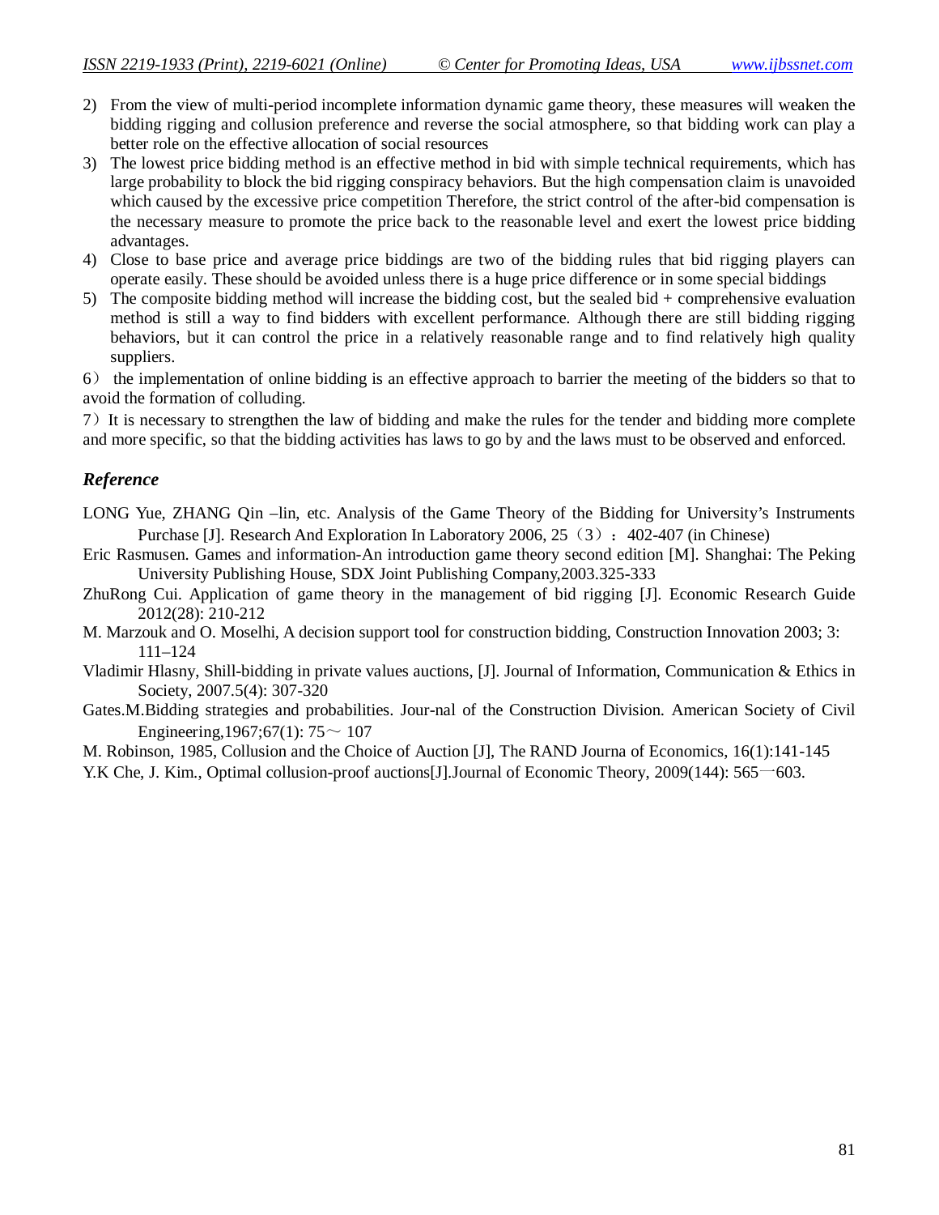2) From the view of multi-period incomplete information dynamic game theory, these measures will weaken the bidding rigging and collusion preference and reverse the social atmosphere, so that bidding work can play a better role on the effective allocation of social resources
3) The lowest price bidding method is an effective method in bid with simple technical requirements, which has large probability to block the bid rigging conspiracy behaviors. But the high compensation claim is unavoided which caused by the excessive price competition Therefore, the strict control of the after-bid compensation is the necessary measure to promote the price back to the reasonable level and exert the lowest price bidding advantages.
4) Close to base price and average price biddings are two of the bidding rules that bid rigging players can operate easily. These should be avoided unless there is a huge price difference or in some special biddings
5) The composite bidding method will increase the bidding cost, but the sealed bid + comprehensive evaluation method is still a way to find bidders with excellent performance. Although there are still bidding rigging behaviors, but it can control the price in a relatively reasonable range and to find relatively high quality suppliers.

6） the implementation of online bidding is an effective approach to barrier the meeting of the bidders so that to avoid the formation of colluding.

7）It is necessary to strengthen the law of bidding and make the rules for the tender and bidding more complete and more specific, so that the bidding activities has laws to go by and the laws must to be observed and enforced.

## *Reference*

LONG Yue, ZHANG Qin –lin, etc. Analysis of the Game Theory of the Bidding for University's Instruments Purchase [J]. Research And Exploration In Laboratory 2006, 25（3）：402-407 (in Chinese)

Eric Rasmusen. Games and information-An introduction game theory second edition [M]. Shanghai: The Peking University Publishing House, SDX Joint Publishing Company,2003.325-333

ZhuRong Cui. Application of game theory in the management of bid rigging [J]. Economic Research Guide 2012(28): 210-212

M. Marzouk and O. Moselhi, A decision support tool for construction bidding, Construction Innovation 2003; 3: 111–124

Vladimir Hlasny, Shill-bidding in private values auctions, [J]. Journal of Information, Communication & Ethics in Society, 2007.5(4): 307-320

Gates.M.Bidding strategies and probabilities. Jour-nal of the Construction Division. American Society of Civil Engineering,1967;67(1): 75～107

M. Robinson, 1985, Collusion and the Choice of Auction [J], The RAND Journa of Economics, 16(1):141-145

Y.K Che, J. Kim., Optimal collusion-proof auctions[J].Journal of Economic Theory, 2009(144): 565一603.